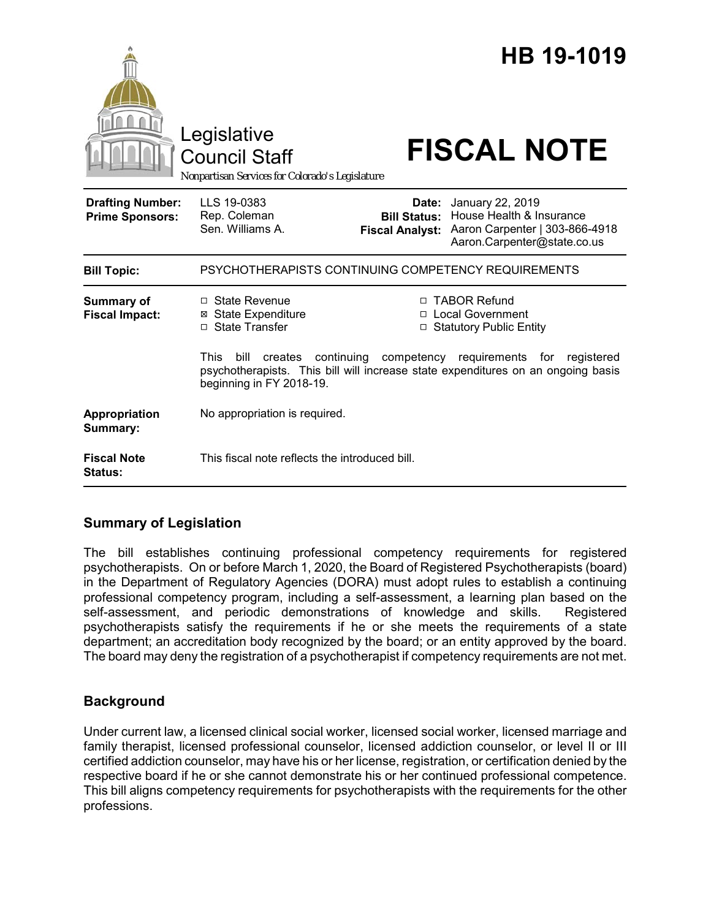# HB 19-1019

Legislative Council Staff

Nonpartisan Services for Colorado's Legislature

# FISCAL NOTE

| | | | |
|---|---|---|---|
| **Drafting Number:** | LLS 19-0383 | **Date:** | January 22, 2019 |
| **Prime Sponsors:** | Rep. Coleman<br>Sen. Williams A. | **Bill Status:** | House Health & Insurance |
| | | **Fiscal Analyst:** | Aaron Carpenter \| 303-866-4918<br>Aaron.Carpenter@state.co.us |

| | |
|---|---|
| **Bill Topic:** | PSYCHOTHERAPISTS CONTINUING COMPETENCY REQUIREMENTS |
| **Summary of Fiscal Impact:** | ☐ State Revenue<br>☒ State Expenditure<br>☐ State Transfer<br>☐ TABOR Refund<br>☐ Local Government<br>☐ Statutory Public Entity<br><br>This bill creates continuing competency requirements for registered psychotherapists. This bill will increase state expenditures on an ongoing basis beginning in FY 2018-19. |
| **Appropriation Summary:** | No appropriation is required. |
| **Fiscal Note Status:** | This fiscal note reflects the introduced bill. |

## Summary of Legislation

The bill establishes continuing professional competency requirements for registered psychotherapists. On or before March 1, 2020, the Board of Registered Psychotherapists (board) in the Department of Regulatory Agencies (DORA) must adopt rules to establish a continuing professional competency program, including a self-assessment, a learning plan based on the self-assessment, and periodic demonstrations of knowledge and skills. Registered psychotherapists satisfy the requirements if he or she meets the requirements of a state department; an accreditation body recognized by the board; or an entity approved by the board. The board may deny the registration of a psychotherapist if competency requirements are not met.

## Background

Under current law, a licensed clinical social worker, licensed social worker, licensed marriage and family therapist, licensed professional counselor, licensed addiction counselor, or level II or III certified addiction counselor, may have his or her license, registration, or certification denied by the respective board if he or she cannot demonstrate his or her continued professional competence. This bill aligns competency requirements for psychotherapists with the requirements for the other professions.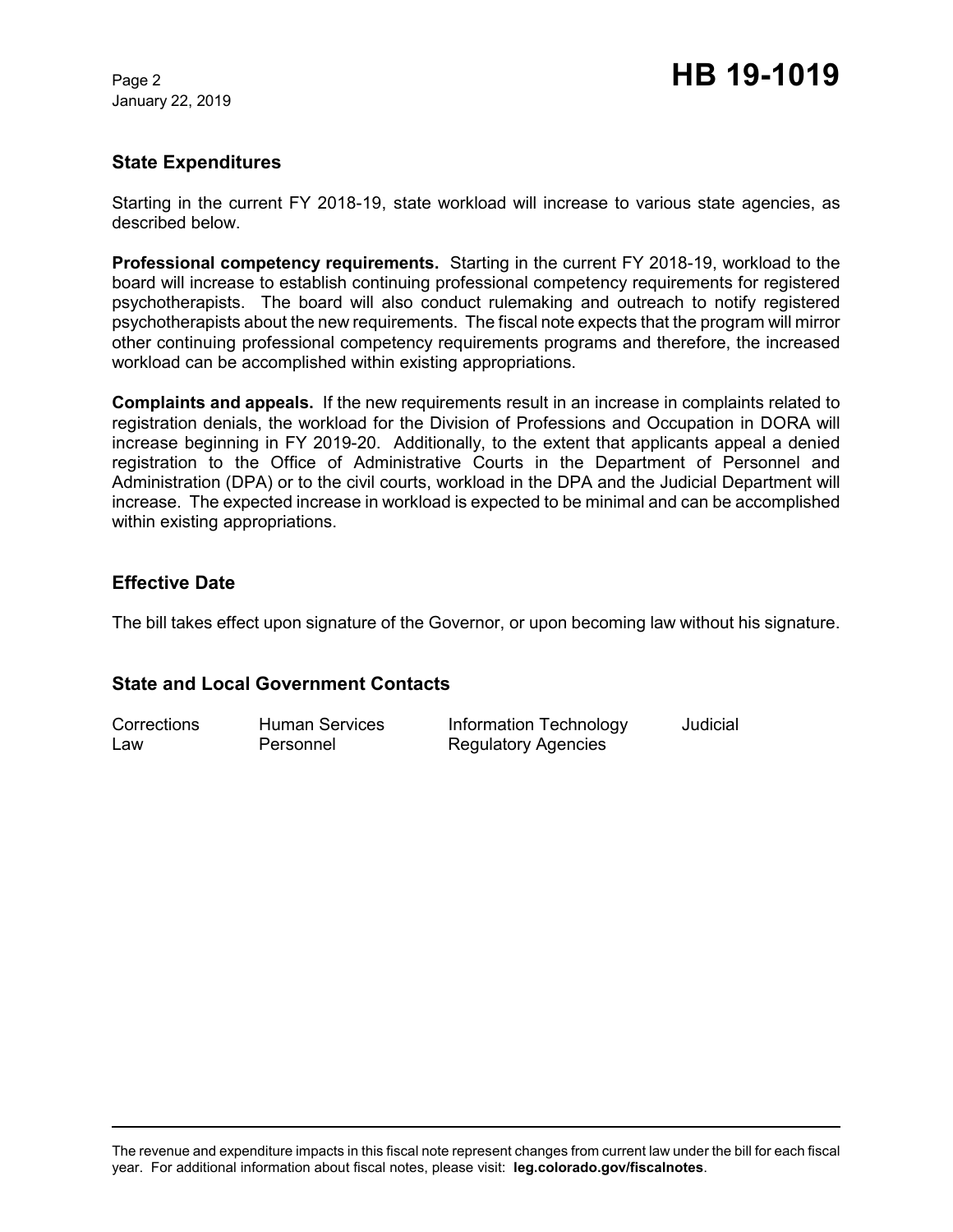## State Expenditures

Starting in the current FY 2018-19, state workload will increase to various state agencies, as described below.

**Professional competency requirements.** Starting in the current FY 2018-19, workload to the board will increase to establish continuing professional competency requirements for registered psychotherapists. The board will also conduct rulemaking and outreach to notify registered psychotherapists about the new requirements. The fiscal note expects that the program will mirror other continuing professional competency requirements programs and therefore, the increased workload can be accomplished within existing appropriations.

**Complaints and appeals.** If the new requirements result in an increase in complaints related to registration denials, the workload for the Division of Professions and Occupation in DORA will increase beginning in FY 2019-20. Additionally, to the extent that applicants appeal a denied registration to the Office of Administrative Courts in the Department of Personnel and Administration (DPA) or to the civil courts, workload in the DPA and the Judicial Department will increase. The expected increase in workload is expected to be minimal and can be accomplished within existing appropriations.

## Effective Date

The bill takes effect upon signature of the Governor, or upon becoming law without his signature.

## State and Local Government Contacts

| | | | |
|---|---|---|---|
| Corrections | Human Services | Information Technology | Judicial |
| Law | Personnel | Regulatory Agencies | |

The revenue and expenditure impacts in this fiscal note represent changes from current law under the bill for each fiscal year. For additional information about fiscal notes, please visit: **leg.colorado.gov/fiscalnotes**.